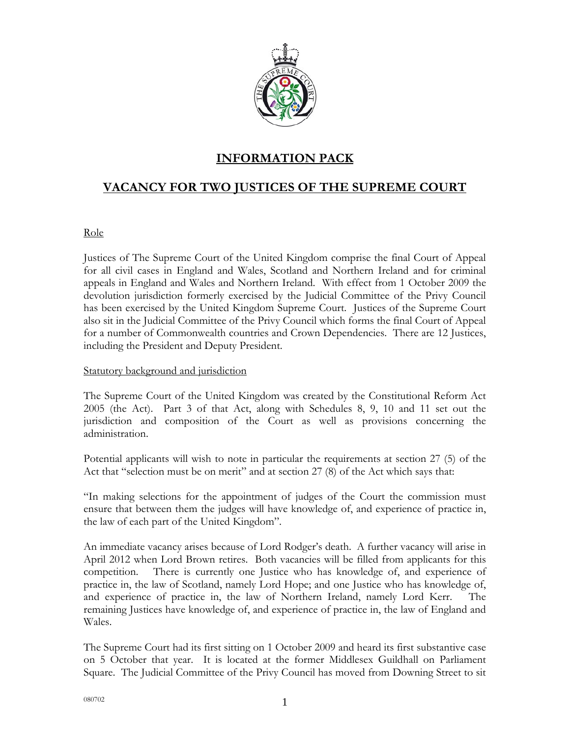# INFORMATION PACK

# VACANCY FOR TWO JUSTICES OF THE SUPREME COURT

## Role

Justices of The Supreme Court of the United Kingdom comprise the final Court of Appeal for all civil cases in England and Wales, Scotland and Northern Ireland and for criminal appeals in England and Wales and Northern Ireland. With effect from 1 October 2009 the devolution jurisdiction formerly exercised by the Judicial Committee of the Privy Council has been exercised by the United Kingdom Supreme Court. Justices of the Supreme Court also sit in the Judicial Committee of the Privy Council which forms the final Court of Appeal for a number of Commonwealth countries and Crown Dependencies. There are 12 Justices, including the President and Deputy President.

## Statutory background and jurisdiction

The Supreme Court of the United Kingdom was created by the Constitutional Reform Act 2005 (the Act). Part 3 of that Act, along with Schedules 8, 9, 10 and 11 set out the jurisdiction and composition of the Court as well as provisions concerning the administration.

Potential applicants will wish to note in particular the requirements at section 27 (5) of the Act that "selection must be on merit" and at section 27 (8) of the Act which says that:

"In making selections for the appointment of judges of the Court the commission must ensure that between them the judges will have knowledge of, and experience of practice in, the law of each part of the United Kingdom".

An immediate vacancy arises because of Lord Rodger's death. A further vacancy will arise in April 2012 when Lord Brown retires. Both vacancies will be filled from applicants for this competition. There is currently one Justice who has knowledge of, and experience of practice in, the law of Scotland, namely Lord Hope; and one Justice who has knowledge of, and experience of practice in, the law of Northern Ireland, namely Lord Kerr. The remaining Justices have knowledge of, and experience of practice in, the law of England and Wales.

The Supreme Court had its first sitting on 1 October 2009 and heard its first substantive case on 5 October that year. It is located at the former Middlesex Guildhall on Parliament Square. The Judicial Committee of the Privy Council has moved from Downing Street to sit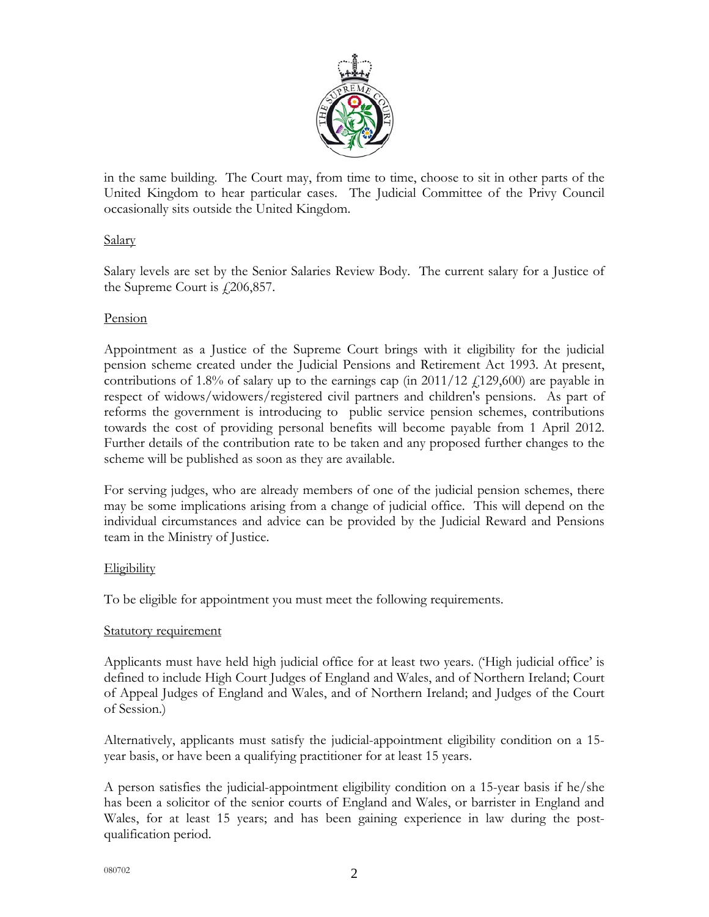in the same building. The Court may, from time to time, choose to sit in other parts of the United Kingdom to hear particular cases. The Judicial Committee of the Privy Council occasionally sits outside the United Kingdom.

<u>Salary</u>

Salary levels are set by the Senior Salaries Review Body. The current salary for a Justice of the Supreme Court is £206,857.

<u>Pension</u>

Appointment as a Justice of the Supreme Court brings with it eligibility for the judicial pension scheme created under the Judicial Pensions and Retirement Act 1993. At present, contributions of 1.8% of salary up to the earnings cap (in 2011/12 £129,600) are payable in respect of widows/widowers/registered civil partners and children's pensions. As part of reforms the government is introducing to public service pension schemes, contributions towards the cost of providing personal benefits will become payable from 1 April 2012. Further details of the contribution rate to be taken and any proposed further changes to the scheme will be published as soon as they are available.

For serving judges, who are already members of one of the judicial pension schemes, there may be some implications arising from a change of judicial office. This will depend on the individual circumstances and advice can be provided by the Judicial Reward and Pensions team in the Ministry of Justice.

<u>Eligibility</u>

To be eligible for appointment you must meet the following requirements.

<u>Statutory requirement</u>

Applicants must have held high judicial office for at least two years. ('High judicial office' is defined to include High Court Judges of England and Wales, and of Northern Ireland; Court of Appeal Judges of England and Wales, and of Northern Ireland; and Judges of the Court of Session.)

Alternatively, applicants must satisfy the judicial-appointment eligibility condition on a 15-year basis, or have been a qualifying practitioner for at least 15 years.

A person satisfies the judicial-appointment eligibility condition on a 15-year basis if he/she has been a solicitor of the senior courts of England and Wales, or barrister in England and Wales, for at least 15 years; and has been gaining experience in law during the post-qualification period.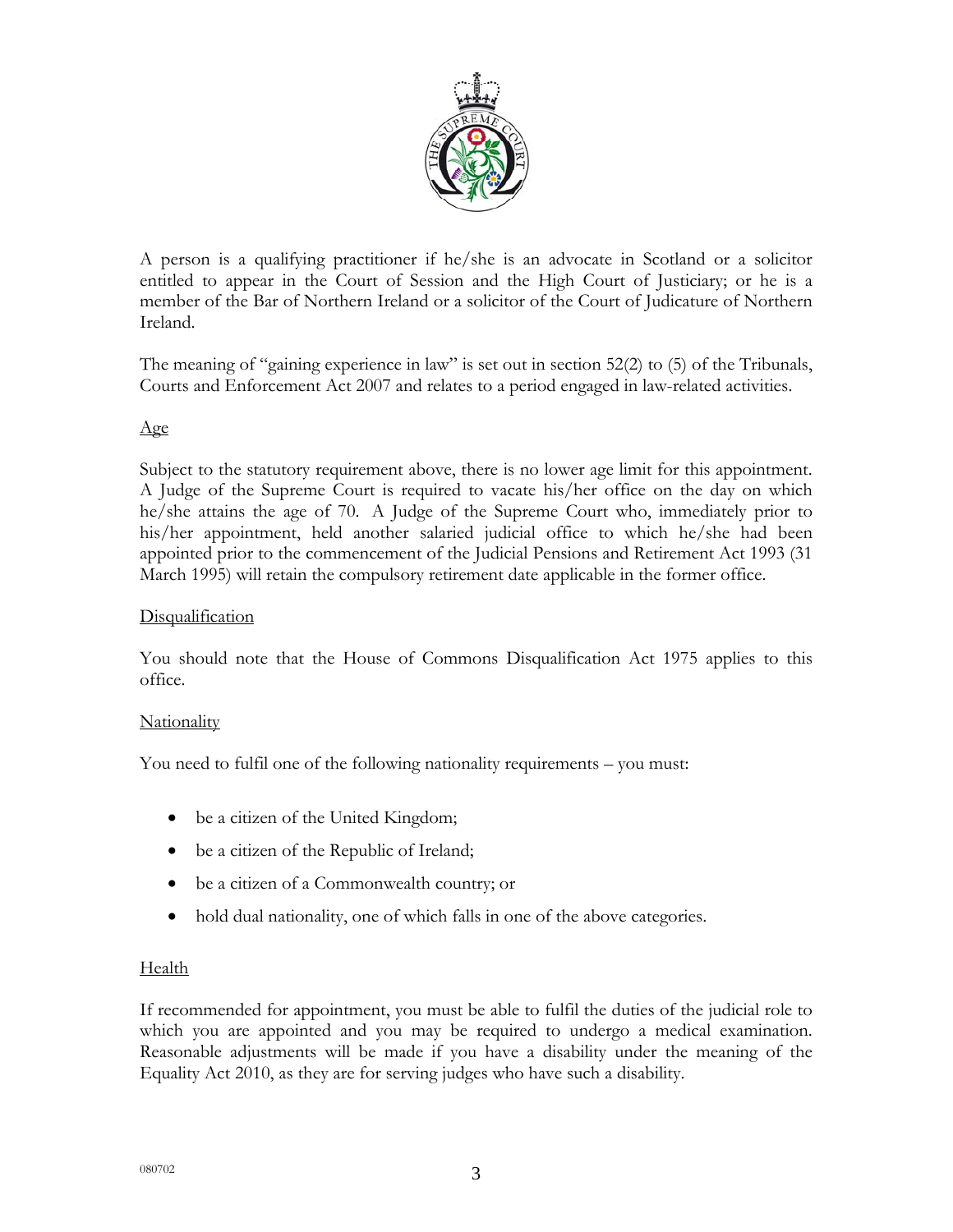A person is a qualifying practitioner if he/she is an advocate in Scotland or a solicitor entitled to appear in the Court of Session and the High Court of Justiciary; or he is a member of the Bar of Northern Ireland or a solicitor of the Court of Judicature of Northern Ireland.

The meaning of "gaining experience in law" is set out in section 52(2) to (5) of the Tribunals, Courts and Enforcement Act 2007 and relates to a period engaged in law-related activities.

## Age

Subject to the statutory requirement above, there is no lower age limit for this appointment. A Judge of the Supreme Court is required to vacate his/her office on the day on which he/she attains the age of 70. A Judge of the Supreme Court who, immediately prior to his/her appointment, held another salaried judicial office to which he/she had been appointed prior to the commencement of the Judicial Pensions and Retirement Act 1993 (31 March 1995) will retain the compulsory retirement date applicable in the former office.

## Disqualification

You should note that the House of Commons Disqualification Act 1975 applies to this office.

## Nationality

You need to fulfil one of the following nationality requirements – you must:

- be a citizen of the United Kingdom;
- be a citizen of the Republic of Ireland;
- be a citizen of a Commonwealth country; or
- hold dual nationality, one of which falls in one of the above categories.

## Health

If recommended for appointment, you must be able to fulfil the duties of the judicial role to which you are appointed and you may be required to undergo a medical examination. Reasonable adjustments will be made if you have a disability under the meaning of the Equality Act 2010, as they are for serving judges who have such a disability.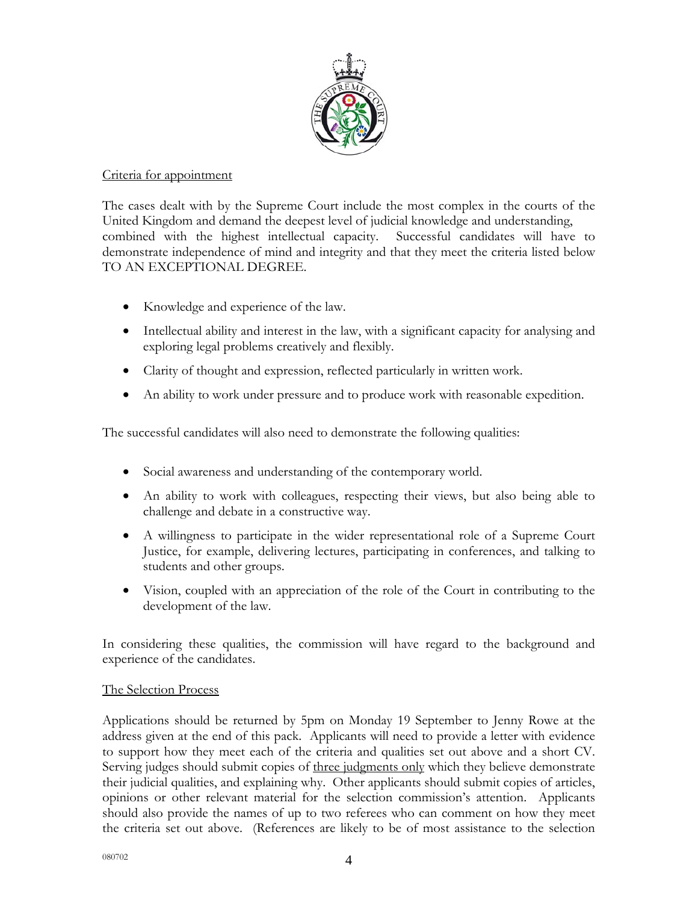Criteria for appointment

The cases dealt with by the Supreme Court include the most complex in the courts of the United Kingdom and demand the deepest level of judicial knowledge and understanding, combined with the highest intellectual capacity. Successful candidates will have to demonstrate independence of mind and integrity and that they meet the criteria listed below TO AN EXCEPTIONAL DEGREE.

- Knowledge and experience of the law.
- Intellectual ability and interest in the law, with a significant capacity for analysing and exploring legal problems creatively and flexibly.
- Clarity of thought and expression, reflected particularly in written work.
- An ability to work under pressure and to produce work with reasonable expedition.

The successful candidates will also need to demonstrate the following qualities:

- Social awareness and understanding of the contemporary world.
- An ability to work with colleagues, respecting their views, but also being able to challenge and debate in a constructive way.
- A willingness to participate in the wider representational role of a Supreme Court Justice, for example, delivering lectures, participating in conferences, and talking to students and other groups.
- Vision, coupled with an appreciation of the role of the Court in contributing to the development of the law.

In considering these qualities, the commission will have regard to the background and experience of the candidates.

The Selection Process

Applications should be returned by 5pm on Monday 19 September to Jenny Rowe at the address given at the end of this pack. Applicants will need to provide a letter with evidence to support how they meet each of the criteria and qualities set out above and a short CV. Serving judges should submit copies of three judgments only which they believe demonstrate their judicial qualities, and explaining why. Other applicants should submit copies of articles, opinions or other relevant material for the selection commission's attention. Applicants should also provide the names of up to two referees who can comment on how they meet the criteria set out above. (References are likely to be of most assistance to the selection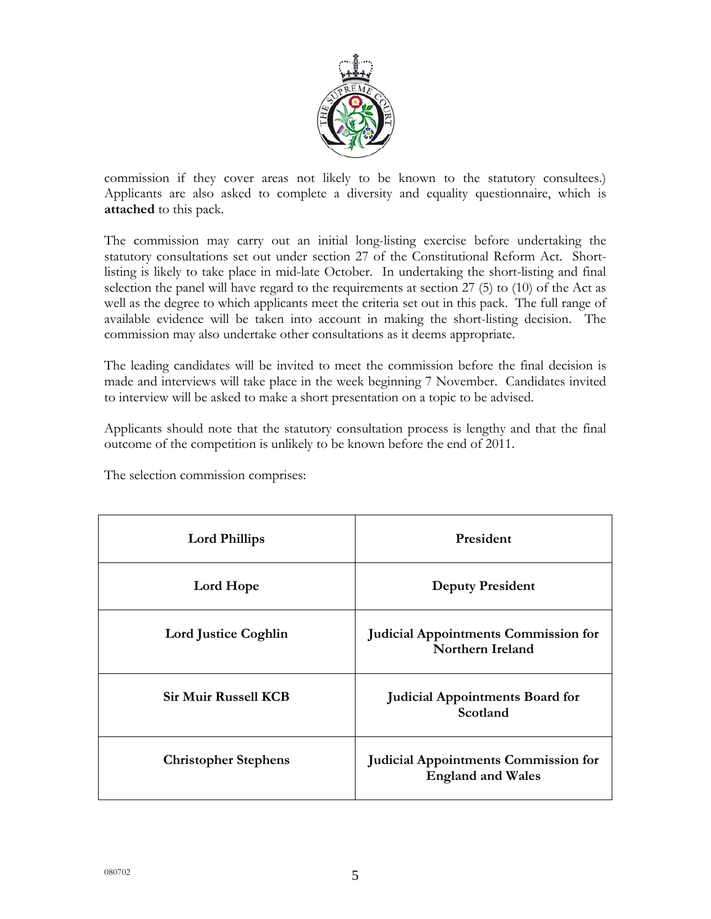commission if they cover areas not likely to be known to the statutory consultees.) Applicants are also asked to complete a diversity and equality questionnaire, which is **attached** to this pack.

The commission may carry out an initial long-listing exercise before undertaking the statutory consultations set out under section 27 of the Constitutional Reform Act. Short-listing is likely to take place in mid-late October. In undertaking the short-listing and final selection the panel will have regard to the requirements at section 27 (5) to (10) of the Act as well as the degree to which applicants meet the criteria set out in this pack. The full range of available evidence will be taken into account in making the short-listing decision. The commission may also undertake other consultations as it deems appropriate.

The leading candidates will be invited to meet the commission before the final decision is made and interviews will take place in the week beginning 7 November. Candidates invited to interview will be asked to make a short presentation on a topic to be advised.

Applicants should note that the statutory consultation process is lengthy and that the final outcome of the competition is unlikely to be known before the end of 2011.

The selection commission comprises:

| | |
|---|---|
| **Lord Phillips** | **President** |
| **Lord Hope** | **Deputy President** |
| **Lord Justice Coghlin** | **Judicial Appointments Commission for Northern Ireland** |
| **Sir Muir Russell KCB** | **Judicial Appointments Board for Scotland** |
| **Christopher Stephens** | **Judicial Appointments Commission for England and Wales** |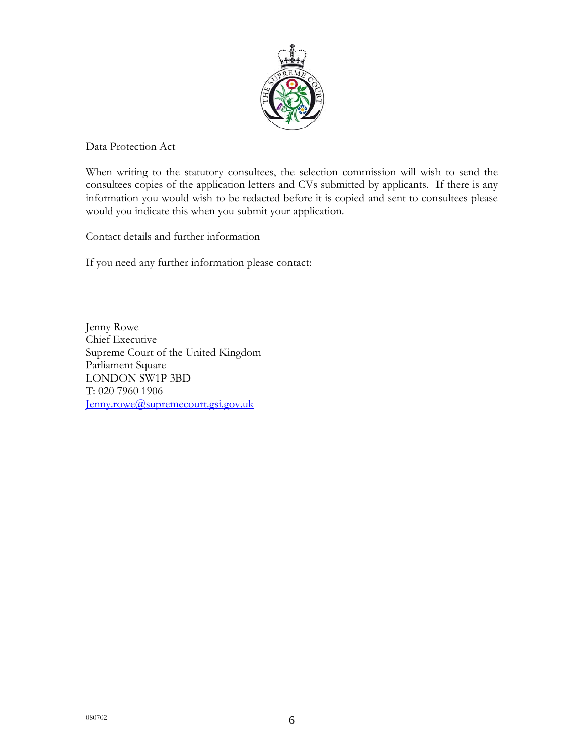Data Protection Act

When writing to the statutory consultees, the selection commission will wish to send the consultees copies of the application letters and CVs submitted by applicants. If there is any information you would wish to be redacted before it is copied and sent to consultees please would you indicate this when you submit your application.

Contact details and further information

If you need any further information please contact:

Jenny Rowe
Chief Executive
Supreme Court of the United Kingdom
Parliament Square
LONDON SW1P 3BD
T: 020 7960 1906
Jenny.rowe@supremecourt.gsi.gov.uk

080702